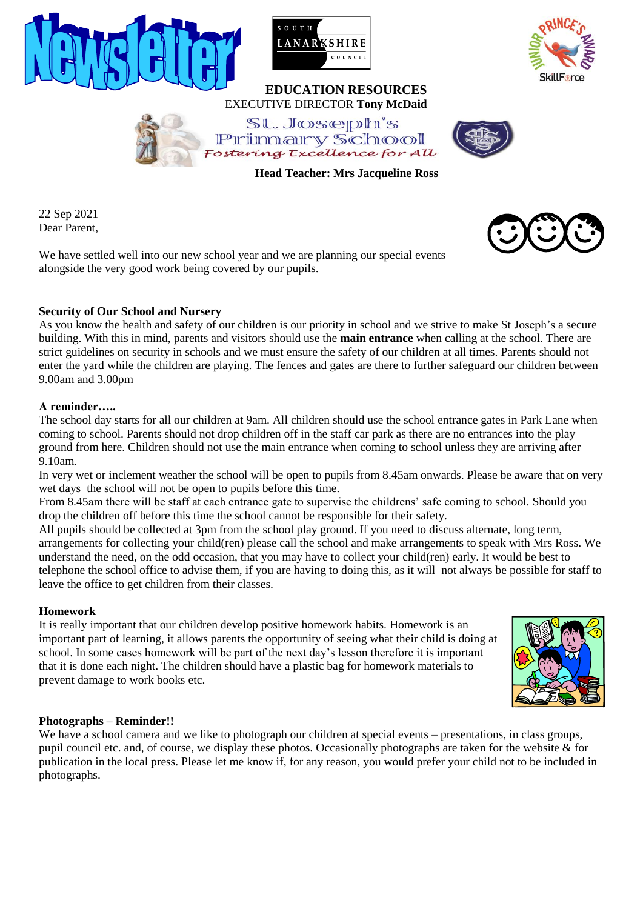Newsletter

SOUTH LANARKSHIRE COUNCIL

**EDUCATION RESOURCES**
EXECUTIVE DIRECTOR **Tony McDaid**

# St. Joseph's Primary School

*Fostering Excellence for All*

**Head Teacher: Mrs Jacqueline Ross**

22 Sep 2021
Dear Parent,

We have settled well into our new school year and we are planning our special events alongside the very good work being covered by our pupils.

**Security of Our School and Nursery**

As you know the health and safety of our children is our priority in school and we strive to make St Joseph's a secure building. With this in mind, parents and visitors should use the **main entrance** when calling at the school. There are strict guidelines on security in schools and we must ensure the safety of our children at all times. Parents should not enter the yard while the children are playing. The fences and gates are there to further safeguard our children between 9.00am and 3.00pm

**A reminder…..**

The school day starts for all our children at 9am. All children should use the school entrance gates in Park Lane when coming to school. Parents should not drop children off in the staff car park as there are no entrances into the play ground from here. Children should not use the main entrance when coming to school unless they are arriving after 9.10am.

In very wet or inclement weather the school will be open to pupils from 8.45am onwards. Please be aware that on very wet days the school will not be open to pupils before this time.

From 8.45am there will be staff at each entrance gate to supervise the childrens' safe coming to school. Should you drop the children off before this time the school cannot be responsible for their safety.

All pupils should be collected at 3pm from the school play ground. If you need to discuss alternate, long term, arrangements for collecting your child(ren) please call the school and make arrangements to speak with Mrs Ross. We understand the need, on the odd occasion, that you may have to collect your child(ren) early. It would be best to telephone the school office to advise them, if you are having to doing this, as it will not always be possible for staff to leave the office to get children from their classes.

**Homework**

It is really important that our children develop positive homework habits. Homework is an important part of learning, it allows parents the opportunity of seeing what their child is doing at school. In some cases homework will be part of the next day's lesson therefore it is important that it is done each night. The children should have a plastic bag for homework materials to prevent damage to work books etc.

**Photographs – Reminder!!**

We have a school camera and we like to photograph our children at special events – presentations, in class groups, pupil council etc. and, of course, we display these photos. Occasionally photographs are taken for the website & for publication in the local press. Please let me know if, for any reason, you would prefer your child not to be included in photographs.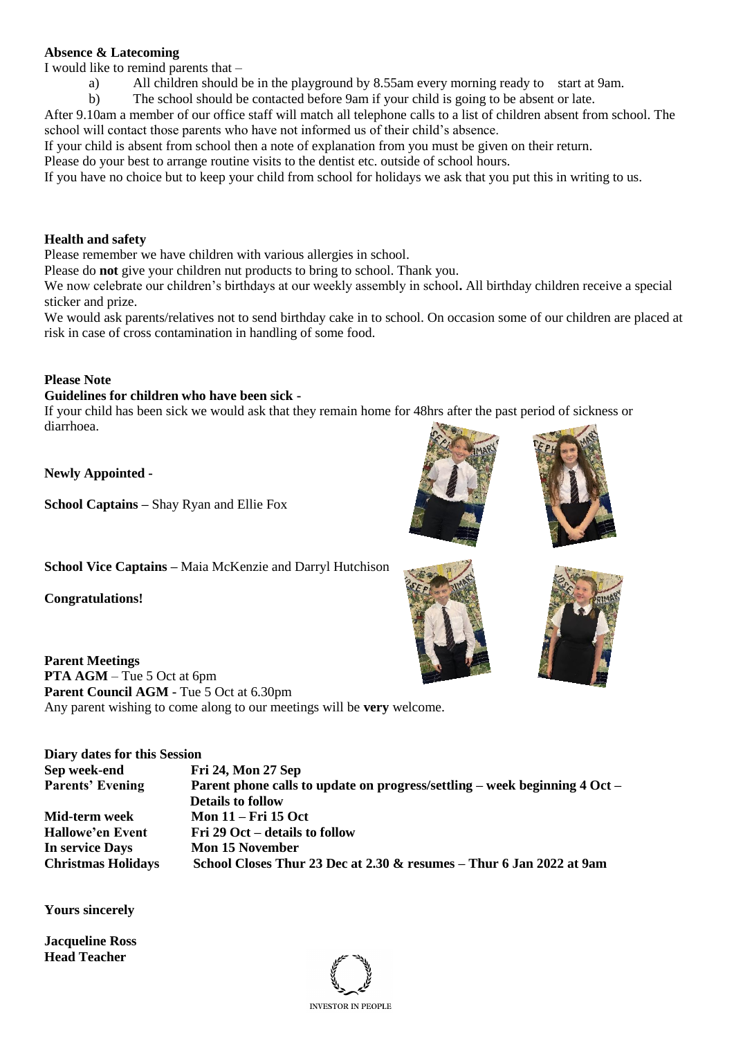**Absence & Latecoming**

I would like to remind parents that –

a) All children should be in the playground by 8.55am every morning ready to start at 9am.
b) The school should be contacted before 9am if your child is going to be absent or late.

After 9.10am a member of our office staff will match all telephone calls to a list of children absent from school. The school will contact those parents who have not informed us of their child's absence.

If your child is absent from school then a note of explanation from you must be given on their return.

Please do your best to arrange routine visits to the dentist etc. outside of school hours.

If you have no choice but to keep your child from school for holidays we ask that you put this in writing to us.

**Health and safety**

Please remember we have children with various allergies in school.

Please do **not** give your children nut products to bring to school. Thank you.

We now celebrate our children's birthdays at our weekly assembly in school**.** All birthday children receive a special sticker and prize.

We would ask parents/relatives not to send birthday cake in to school. On occasion some of our children are placed at risk in case of cross contamination in handling of some food.

**Please Note**

**Guidelines for children who have been sick -**

If your child has been sick we would ask that they remain home for 48hrs after the past period of sickness or diarrhoea.

**Newly Appointed -**

**School Captains –** Shay Ryan and Ellie Fox

**School Vice Captains –** Maia McKenzie and Darryl Hutchison

**Congratulations!**

**Parent Meetings**

**PTA AGM** – Tue 5 Oct at 6pm

**Parent Council AGM** - Tue 5 Oct at 6.30pm

Any parent wishing to come along to our meetings will be **very** welcome.

**Diary dates for this Session**

| | |
|---|---|
| **Sep week-end** | **Fri 24, Mon 27 Sep** |
| **Parents' Evening** | **Parent phone calls to update on progress/settling – week beginning 4 Oct – Details to follow** |
| **Mid-term week** | **Mon 11 – Fri 15 Oct** |
| **Hallowe'en Event** | **Fri 29 Oct – details to follow** |
| **In service Days** | **Mon 15 November** |
| **Christmas Holidays** | **School Closes Thur 23 Dec at 2.30 & resumes – Thur 6 Jan 2022 at 9am** |

**Yours sincerely**

**Jacqueline Ross**
**Head Teacher**

INVESTOR IN PEOPLE